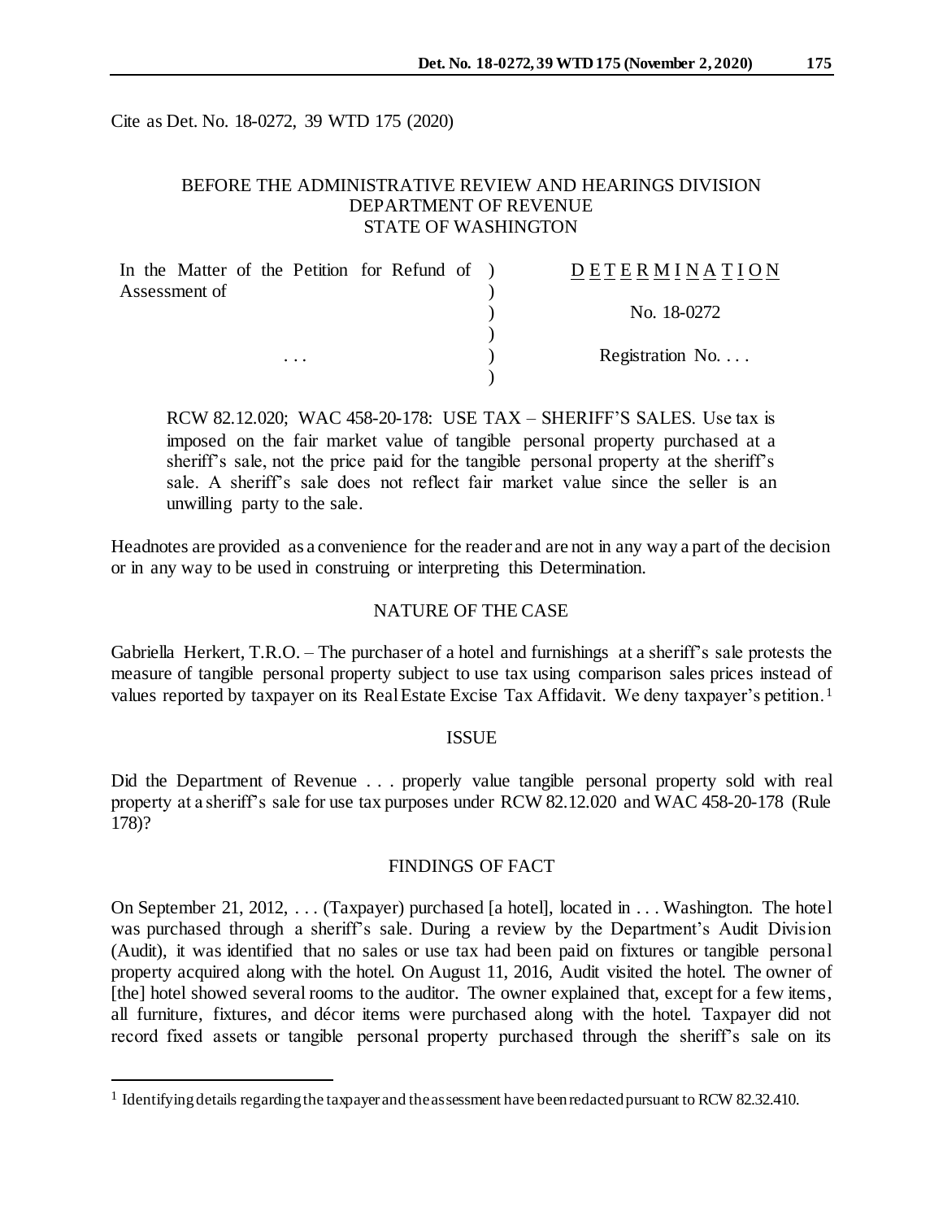Cite as Det. No. 18-0272, 39 WTD 175 (2020)

BEFORE THE ADMINISTRATIVE REVIEW AND HEARINGS DIVISION
DEPARTMENT OF REVENUE
STATE OF WASHINGTON

| | | |
|---|---|---|
| In the Matter of the Petition for Refund of Assessment of | ) | D E T E R M I N A T I O N |
| | ) | No. 18-0272 |
| . . . | ) | Registration No. . . . |

RCW 82.12.020; WAC 458-20-178: USE TAX – SHERIFF'S SALES. Use tax is imposed on the fair market value of tangible personal property purchased at a sheriff's sale, not the price paid for the tangible personal property at the sheriff's sale. A sheriff's sale does not reflect fair market value since the seller is an unwilling party to the sale.

Headnotes are provided as a convenience for the reader and are not in any way a part of the decision or in any way to be used in construing or interpreting this Determination.

## NATURE OF THE CASE

Gabriella Herkert, T.R.O. – The purchaser of a hotel and furnishings at a sheriff's sale protests the measure of tangible personal property subject to use tax using comparison sales prices instead of values reported by taxpayer on its Real Estate Excise Tax Affidavit. We deny taxpayer's petition.[1]

## ISSUE

Did the Department of Revenue . . . properly value tangible personal property sold with real property at a sheriff's sale for use tax purposes under RCW 82.12.020 and WAC 458-20-178 (Rule 178)?

## FINDINGS OF FACT

On September 21, 2012, . . . (Taxpayer) purchased [a hotel], located in . . . Washington. The hotel was purchased through a sheriff's sale. During a review by the Department's Audit Division (Audit), it was identified that no sales or use tax had been paid on fixtures or tangible personal property acquired along with the hotel. On August 11, 2016, Audit visited the hotel. The owner of [the] hotel showed several rooms to the auditor. The owner explained that, except for a few items, all furniture, fixtures, and décor items were purchased along with the hotel. Taxpayer did not record fixed assets or tangible personal property purchased through the sheriff's sale on its

---

[1] Identifying details regarding the taxpayer and the assessment have been redacted pursuant to RCW 82.32.410.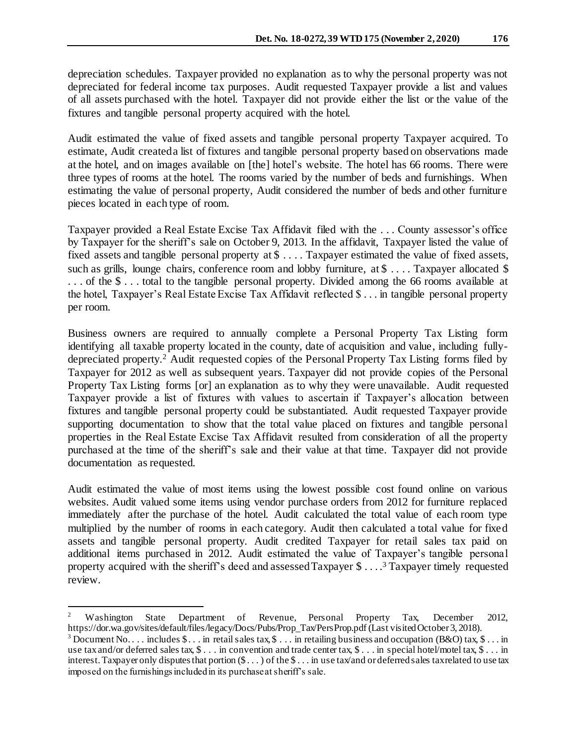depreciation schedules. Taxpayer provided no explanation as to why the personal property was not depreciated for federal income tax purposes. Audit requested Taxpayer provide a list and values of all assets purchased with the hotel. Taxpayer did not provide either the list or the value of the fixtures and tangible personal property acquired with the hotel.

Audit estimated the value of fixed assets and tangible personal property Taxpayer acquired. To estimate, Audit created a list of fixtures and tangible personal property based on observations made at the hotel, and on images available on [the] hotel's website. The hotel has 66 rooms. There were three types of rooms at the hotel. The rooms varied by the number of beds and furnishings. When estimating the value of personal property, Audit considered the number of beds and other furniture pieces located in each type of room.

Taxpayer provided a Real Estate Excise Tax Affidavit filed with the . . . County assessor's office by Taxpayer for the sheriff's sale on October 9, 2013. In the affidavit, Taxpayer listed the value of fixed assets and tangible personal property at $ . . . . Taxpayer estimated the value of fixed assets, such as grills, lounge chairs, conference room and lobby furniture, at $ . . . . Taxpayer allocated $ . . . of the $ . . . total to the tangible personal property. Divided among the 66 rooms available at the hotel, Taxpayer's Real Estate Excise Tax Affidavit reflected $ . . . in tangible personal property per room.

Business owners are required to annually complete a Personal Property Tax Listing form identifying all taxable property located in the county, date of acquisition and value, including fully-depreciated property.[2] Audit requested copies of the Personal Property Tax Listing forms filed by Taxpayer for 2012 as well as subsequent years. Taxpayer did not provide copies of the Personal Property Tax Listing forms [or] an explanation as to why they were unavailable. Audit requested Taxpayer provide a list of fixtures with values to ascertain if Taxpayer's allocation between fixtures and tangible personal property could be substantiated. Audit requested Taxpayer provide supporting documentation to show that the total value placed on fixtures and tangible personal properties in the Real Estate Excise Tax Affidavit resulted from consideration of all the property purchased at the time of the sheriff's sale and their value at that time. Taxpayer did not provide documentation as requested.

Audit estimated the value of most items using the lowest possible cost found online on various websites. Audit valued some items using vendor purchase orders from 2012 for furniture replaced immediately after the purchase of the hotel. Audit calculated the total value of each room type multiplied by the number of rooms in each category. Audit then calculated a total value for fixed assets and tangible personal property. Audit credited Taxpayer for retail sales tax paid on additional items purchased in 2012. Audit estimated the value of Taxpayer's tangible personal property acquired with the sheriff's deed and assessed Taxpayer $ . . . .[3] Taxpayer timely requested review.

---

[2] Washington State Department of Revenue, Personal Property Tax, December 2012, https://dor.wa.gov/sites/default/files/legacy/Docs/Pubs/Prop_Tax/PersProp.pdf (Last visited October 3, 2018).

[3] Document No. . . . includes $ . . . in retail sales tax, $ . . . in retailing business and occupation (B&O) tax, $ . . . in use tax and/or deferred sales tax, $ . . . in convention and trade center tax, $ . . . in special hotel/motel tax, $ . . . in interest. Taxpayer only disputes that portion ($ . . . ) of the $ . . . in use tax/and or deferred sales tax related to use tax imposed on the furnishings included in its purchase at sheriff's sale.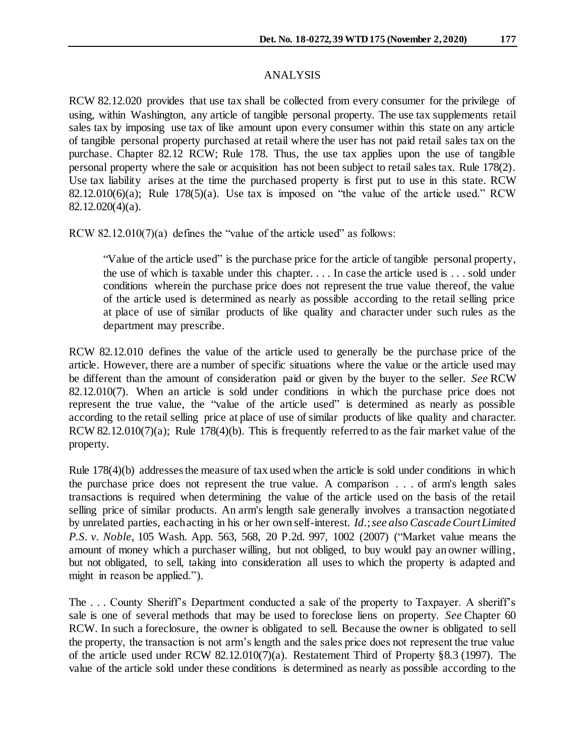## ANALYSIS

RCW 82.12.020 provides that use tax shall be collected from every consumer for the privilege of using, within Washington, any article of tangible personal property. The use tax supplements retail sales tax by imposing use tax of like amount upon every consumer within this state on any article of tangible personal property purchased at retail where the user has not paid retail sales tax on the purchase. Chapter 82.12 RCW; Rule 178. Thus, the use tax applies upon the use of tangible personal property where the sale or acquisition has not been subject to retail sales tax. Rule 178(2). Use tax liability arises at the time the purchased property is first put to use in this state. RCW 82.12.010(6)(a); Rule 178(5)(a). Use tax is imposed on "the value of the article used." RCW 82.12.020(4)(a).

RCW 82.12.010(7)(a) defines the "value of the article used" as follows:

> "Value of the article used" is the purchase price for the article of tangible personal property, the use of which is taxable under this chapter. . . . In case the article used is . . . sold under conditions wherein the purchase price does not represent the true value thereof, the value of the article used is determined as nearly as possible according to the retail selling price at place of use of similar products of like quality and character under such rules as the department may prescribe.

RCW 82.12.010 defines the value of the article used to generally be the purchase price of the article. However, there are a number of specific situations where the value or the article used may be different than the amount of consideration paid or given by the buyer to the seller. *See* RCW 82.12.010(7). When an article is sold under conditions in which the purchase price does not represent the true value, the "value of the article used" is determined as nearly as possible according to the retail selling price at place of use of similar products of like quality and character. RCW 82.12.010(7)(a); Rule 178(4)(b). This is frequently referred to as the fair market value of the property.

Rule 178(4)(b) addresses the measure of tax used when the article is sold under conditions in which the purchase price does not represent the true value. A comparison . . . of arm's length sales transactions is required when determining the value of the article used on the basis of the retail selling price of similar products. An arm's length sale generally involves a transaction negotiated by unrelated parties, each acting in his or her own self-interest. *Id.*; *see also Cascade Court Limited P.S. v. Noble*, 105 Wash. App. 563, 568, 20 P.2d. 997, 1002 (2007) ("Market value means the amount of money which a purchaser willing, but not obliged, to buy would pay an owner willing, but not obligated, to sell, taking into consideration all uses to which the property is adapted and might in reason be applied.").

The . . . County Sheriff's Department conducted a sale of the property to Taxpayer. A sheriff's sale is one of several methods that may be used to foreclose liens on property. *See* Chapter 60 RCW. In such a foreclosure, the owner is obligated to sell. Because the owner is obligated to sell the property, the transaction is not arm's length and the sales price does not represent the true value of the article used under RCW 82.12.010(7)(a). Restatement Third of Property §8.3 (1997). The value of the article sold under these conditions is determined as nearly as possible according to the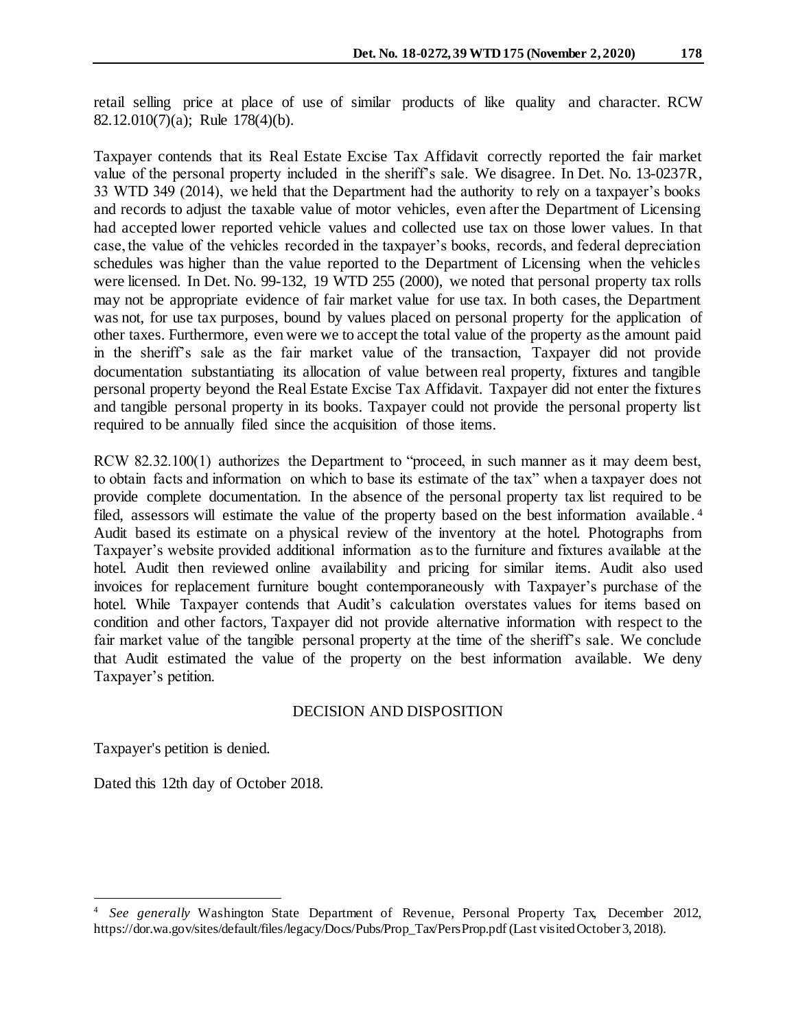retail selling price at place of use of similar products of like quality and character. RCW 82.12.010(7)(a); Rule 178(4)(b).

Taxpayer contends that its Real Estate Excise Tax Affidavit correctly reported the fair market value of the personal property included in the sheriff's sale. We disagree. In Det. No. 13-0237R, 33 WTD 349 (2014), we held that the Department had the authority to rely on a taxpayer's books and records to adjust the taxable value of motor vehicles, even after the Department of Licensing had accepted lower reported vehicle values and collected use tax on those lower values. In that case, the value of the vehicles recorded in the taxpayer's books, records, and federal depreciation schedules was higher than the value reported to the Department of Licensing when the vehicles were licensed. In Det. No. 99-132, 19 WTD 255 (2000), we noted that personal property tax rolls may not be appropriate evidence of fair market value for use tax. In both cases, the Department was not, for use tax purposes, bound by values placed on personal property for the application of other taxes. Furthermore, even were we to accept the total value of the property as the amount paid in the sheriff's sale as the fair market value of the transaction, Taxpayer did not provide documentation substantiating its allocation of value between real property, fixtures and tangible personal property beyond the Real Estate Excise Tax Affidavit. Taxpayer did not enter the fixtures and tangible personal property in its books. Taxpayer could not provide the personal property list required to be annually filed since the acquisition of those items.

RCW 82.32.100(1) authorizes the Department to "proceed, in such manner as it may deem best, to obtain facts and information on which to base its estimate of the tax" when a taxpayer does not provide complete documentation. In the absence of the personal property tax list required to be filed, assessors will estimate the value of the property based on the best information available.[4] Audit based its estimate on a physical review of the inventory at the hotel. Photographs from Taxpayer's website provided additional information as to the furniture and fixtures available at the hotel. Audit then reviewed online availability and pricing for similar items. Audit also used invoices for replacement furniture bought contemporaneously with Taxpayer's purchase of the hotel. While Taxpayer contends that Audit's calculation overstates values for items based on condition and other factors, Taxpayer did not provide alternative information with respect to the fair market value of the tangible personal property at the time of the sheriff's sale. We conclude that Audit estimated the value of the property on the best information available. We deny Taxpayer's petition.

## DECISION AND DISPOSITION

Taxpayer's petition is denied.

Dated this 12th day of October 2018.

---

[4] *See generally* Washington State Department of Revenue, Personal Property Tax, December 2012, https://dor.wa.gov/sites/default/files/legacy/Docs/Pubs/Prop_Tax/PersProp.pdf (Last visited October 3, 2018).